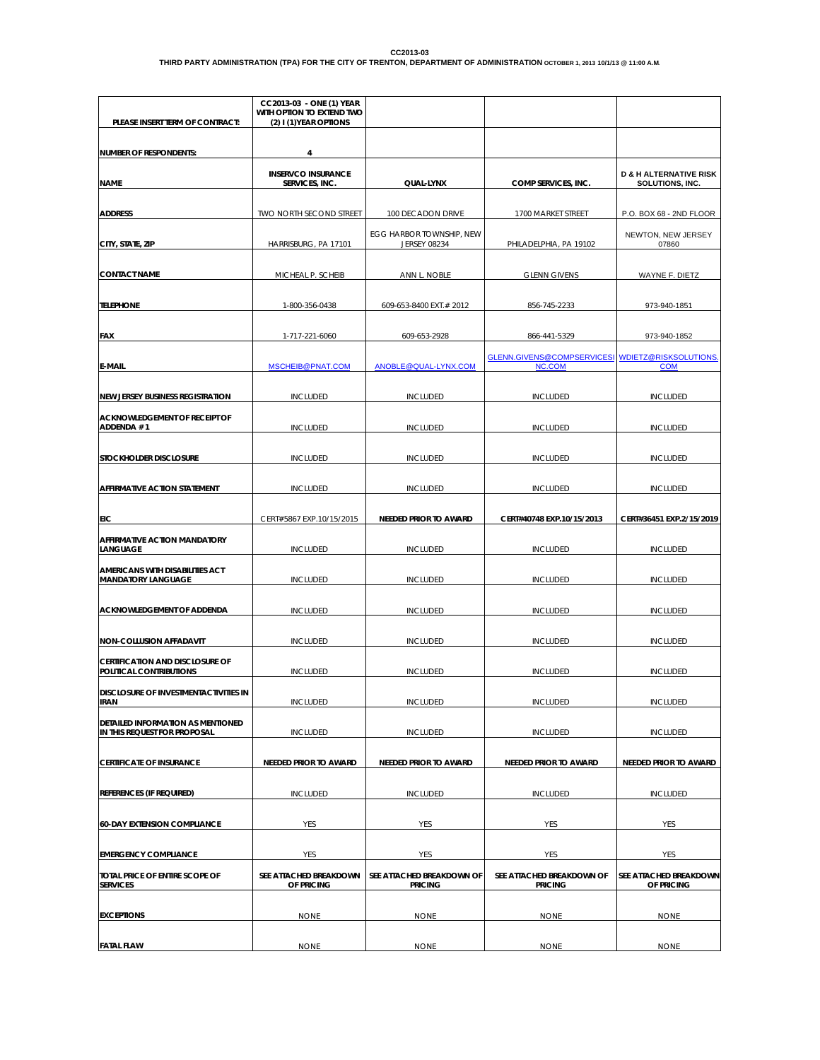**CC2013-03**

**THIRD PARTY ADMINISTRATION (TPA) FOR THE CITY OF TRENTON, DEPARTMENT OF ADMINISTRATION OCTOBER 1, 2013 10/1/13 @ 11:00 A.M.**

| PLEASE INSERT TERM OF CONTRACT: | CC2013-03 - ONE (1) YEAR WITH OPTION TO EXTEND TWO (2) I (1)YEAR OPTIONS | | | |
|---|---|---|---|---|
| NUMBER OF RESPONDENTS: | 4 | | | |
| NAME | INSERVCO INSURANCE SERVICES, INC. | QUAL-LYNX | COMP SERVICES, INC. | D & H ALTERNATIVE RISK SOLUTIONS, INC. |
| ADDRESS | TWO NORTH SECOND STREET | 100 DECADON DRIVE | 1700 MARKET STREET | P.O. BOX 68 - 2ND FLOOR |
| CITY, STATE, ZIP | HARRISBURG, PA 17101 | EGG HARBOR TOWNSHIP, NEW JERSEY 08234 | PHILADELPHIA, PA 19102 | NEWTON, NEW JERSEY 07860 |
| CONTACT NAME | MICHEAL P. SCHEIB | ANN L. NOBLE | GLENN GIVENS | WAYNE F. DIETZ |
| TELEPHONE | 1-800-356-0438 | 609-653-8400 EXT.# 2012 | 856-745-2233 | 973-940-1851 |
| FAX | 1-717-221-6060 | 609-653-2928 | 866-441-5329 | 973-940-1852 |
| E-MAIL | MSCHEIB@PNAT.COM | ANOBLE@QUAL-LYNX.COM | GLENN.GIVENS@COMPSERVICESINC.COM | WDIETZ@RISKSOLUTIONS.COM |
| NEW JERSEY BUSINESS REGISTRATION | INCLUDED | INCLUDED | INCLUDED | INCLUDED |
| ACKNOWLEDGEMENT OF RECEIPT OF ADDENDA # 1 | INCLUDED | INCLUDED | INCLUDED | INCLUDED |
| STOCKHOLDER DISCLOSURE | INCLUDED | INCLUDED | INCLUDED | INCLUDED |
| AFFIRMATIVE ACTION STATEMENT | INCLUDED | INCLUDED | INCLUDED | INCLUDED |
| EIC | CERT#5867 EXP.10/15/2015 | NEEDED PRIOR TO AWARD | CERT#40748 EXP.10/15/2013 | CERT#36451 EXP.2/15/2019 |
| AFFIRMATIVE ACTION MANDATORY LANGUAGE | INCLUDED | INCLUDED | INCLUDED | INCLUDED |
| AMERICANS WITH DISABILITIES ACT MANDATORY LANGUAGE | INCLUDED | INCLUDED | INCLUDED | INCLUDED |
| ACKNOWLEDGEMENT OF ADDENDA | INCLUDED | INCLUDED | INCLUDED | INCLUDED |
| NON-COLLUSION AFFADAVIT | INCLUDED | INCLUDED | INCLUDED | INCLUDED |
| CERTIFICATION AND DISCLOSURE OF POLITICAL CONTRIBUTIONS | INCLUDED | INCLUDED | INCLUDED | INCLUDED |
| DISCLOSURE OF INVESTMENTACTIVITIES IN IRAN | INCLUDED | INCLUDED | INCLUDED | INCLUDED |
| DETAILED INFORMATION AS MENTIONED IN THIS REQUEST FOR PROPOSAL | INCLUDED | INCLUDED | INCLUDED | INCLUDED |
| CERTIFICATE OF INSURANCE | NEEDED PRIOR TO AWARD | NEEDED PRIOR TO AWARD | NEEDED PRIOR TO AWARD | NEEDED PRIOR TO AWARD |
| REFERENCES (IF REQUIRED) | INCLUDED | INCLUDED | INCLUDED | INCLUDED |
| 60-DAY EXTENSION COMPLIANCE | YES | YES | YES | YES |
| EMERGENCY COMPLIANCE | YES | YES | YES | YES |
| TOTAL PRICE OF ENTIRE SCOPE OF SERVICES | SEE ATTACHED BREAKDOWN OF PRICING | SEE ATTACHED BREAKDOWN OF PRICING | SEE ATTACHED BREAKDOWN OF PRICING | SEE ATTACHED BREAKDOWN OF PRICING |
| EXCEPTIONS | NONE | NONE | NONE | NONE |
| FATAL FLAW | NONE | NONE | NONE | NONE |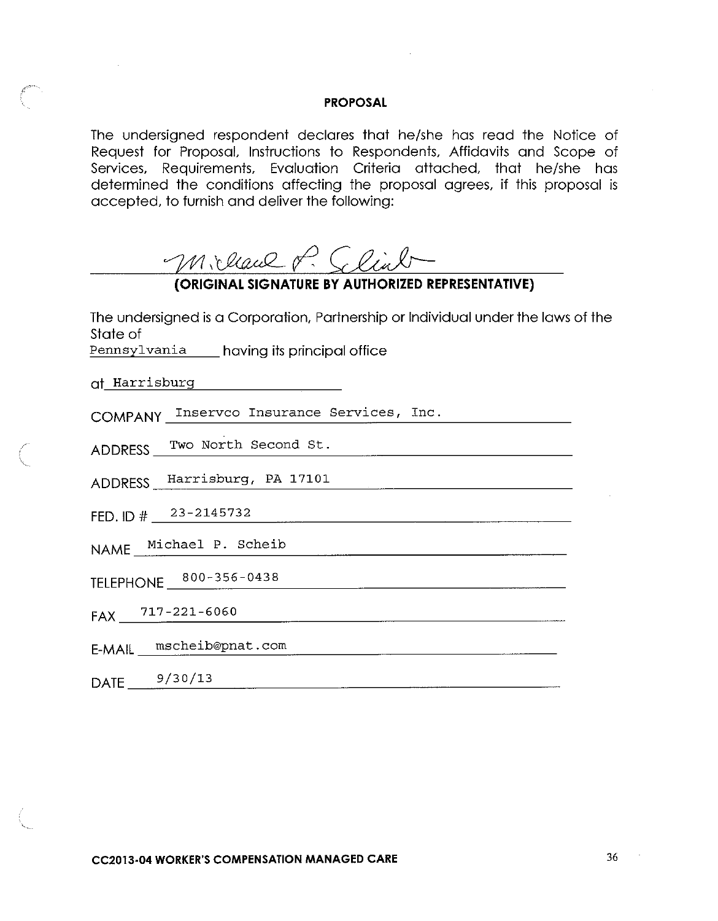**PROPOSAL**

The undersigned respondent declares that he/she has read the Notice of Request for Proposal, Instructions to Respondents, Affidavits and Scope of Services, Requirements, Evaluation Criteria attached, that he/she has determined the conditions affecting the proposal agrees, if this proposal is accepted, to furnish and deliver the following:

Michael P. Scheib

**(ORIGINAL SIGNATURE BY AUTHORIZED REPRESENTATIVE)**

The undersigned is a Corporation, Partnership or Individual under the laws of the State of Pennsylvania having its principal office

at Harrisburg

COMPANY Inservco Insurance Services, Inc.

ADDRESS Two North Second St.

ADDRESS Harrisburg, PA 17101

FED. ID # 23-2145732

NAME Michael P. Scheib

TELEPHONE 800-356-0438

FAX 717-221-6060

E-MAIL mscheib@pnat.com

DATE 9/30/13

CC2013-04 WORKER'S COMPENSATION MANAGED CARE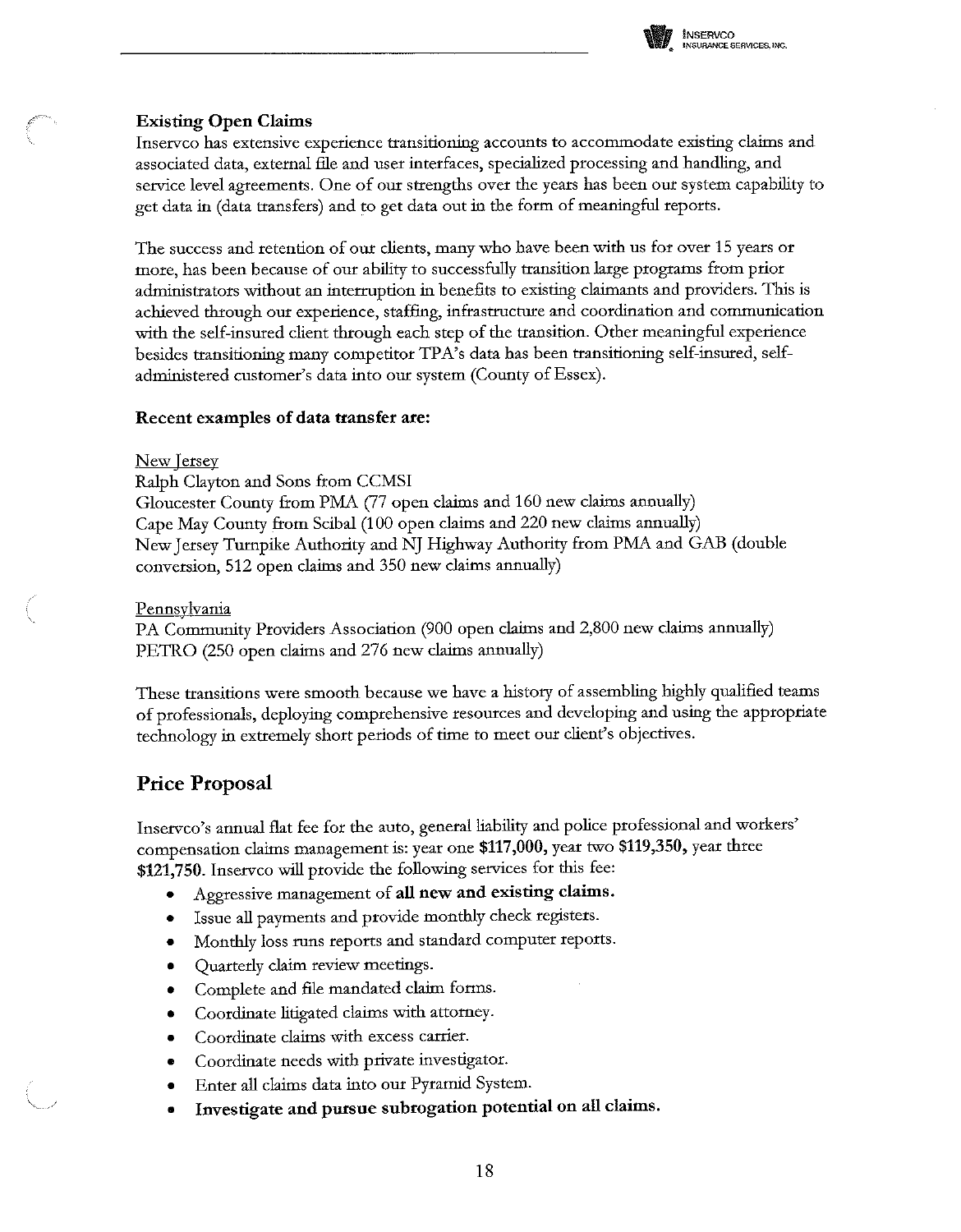### Existing Open Claims

Inservco has extensive experience transitioning accounts to accommodate existing claims and associated data, external file and user interfaces, specialized processing and handling, and service level agreements. One of our strengths over the years has been our system capability to get data in (data transfers) and to get data out in the form of meaningful reports.

The success and retention of our clients, many who have been with us for over 15 years or more, has been because of our ability to successfully transition large programs from prior administrators without an interruption in benefits to existing claimants and providers. This is achieved through our experience, staffing, infrastructure and coordination and communication with the self-insured client through each step of the transition. Other meaningful experience besides transitioning many competitor TPA's data has been transitioning self-insured, self-administered customer's data into our system (County of Essex).

**Recent examples of data transfer are:**

New Jersey
Ralph Clayton and Sons from CCMSI
Gloucester County from PMA (77 open claims and 160 new claims annually)
Cape May County from Scibal (100 open claims and 220 new claims annually)
New Jersey Turnpike Authority and NJ Highway Authority from PMA and GAB (double conversion, 512 open claims and 350 new claims annually)

Pennsylvania
PA Community Providers Association (900 open claims and 2,800 new claims annually)
PETRO (250 open claims and 276 new claims annually)

These transitions were smooth because we have a history of assembling highly qualified teams of professionals, deploying comprehensive resources and developing and using the appropriate technology in extremely short periods of time to meet our client's objectives.

## Price Proposal

Inservco's annual flat fee for the auto, general liability and police professional and workers' compensation claims management is: year one **$117,000**, year two **$119,350**, year three **$121,750**. Inservco will provide the following services for this fee:

- Aggressive management of **all new and existing claims.**
- Issue all payments and provide monthly check registers.
- Monthly loss runs reports and standard computer reports.
- Quarterly claim review meetings.
- Complete and file mandated claim forms.
- Coordinate litigated claims with attorney.
- Coordinate claims with excess carrier.
- Coordinate needs with private investigator.
- Enter all claims data into our Pyramid System.
- **Investigate and pursue subrogation potential on all claims.**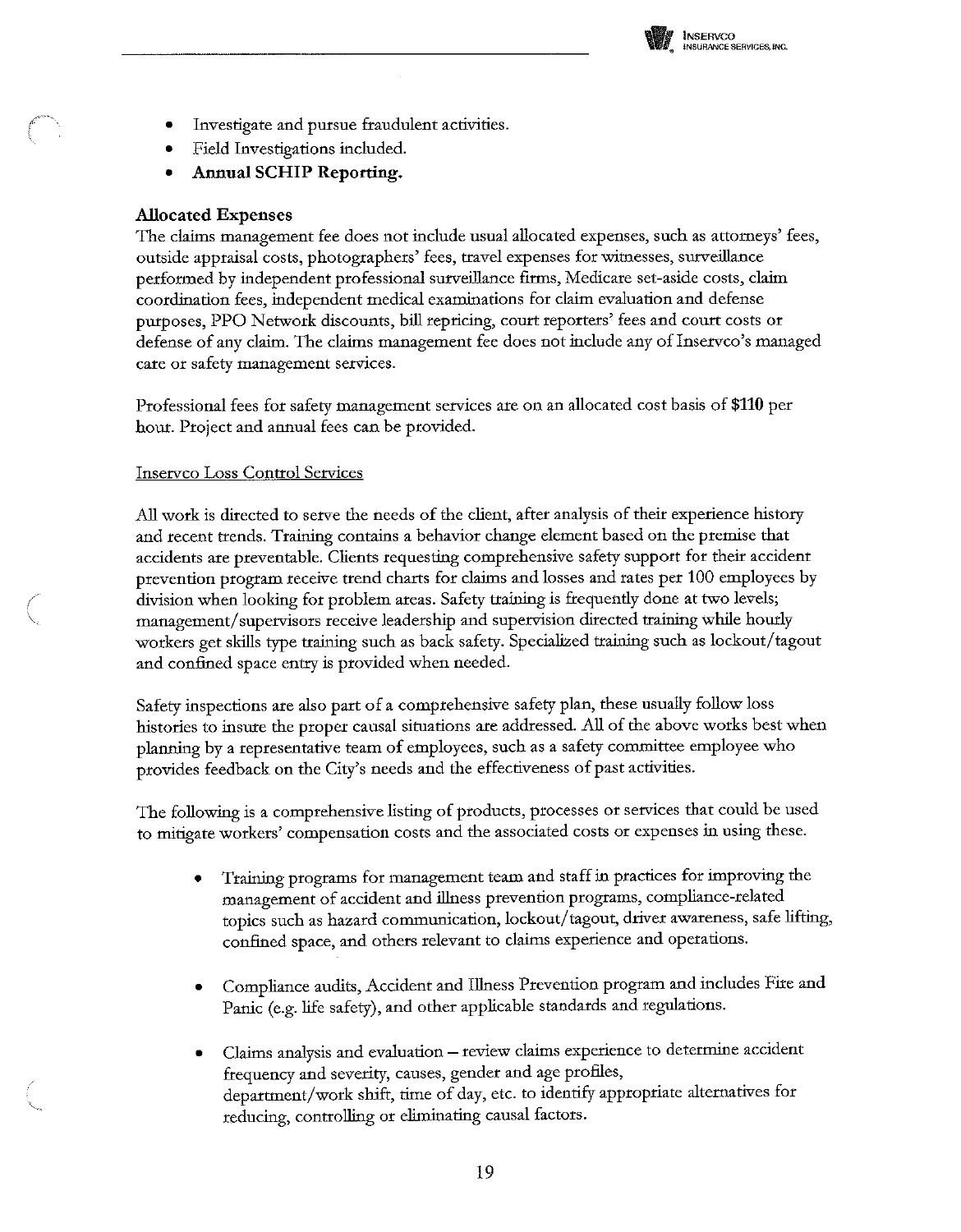- Investigate and pursue fraudulent activities.
- Field Investigations included.
- **Annual SCHIP Reporting.**

### Allocated Expenses

The claims management fee does not include usual allocated expenses, such as attorneys' fees, outside appraisal costs, photographers' fees, travel expenses for witnesses, surveillance performed by independent professional surveillance firms, Medicare set-aside costs, claim coordination fees, independent medical examinations for claim evaluation and defense purposes, PPO Network discounts, bill repricing, court reporters' fees and court costs or defense of any claim. The claims management fee does not include any of Inservco's managed care or safety management services.

Professional fees for safety management services are on an allocated cost basis of **$110** per hour. Project and annual fees can be provided.

<u>Inservco Loss Control Services</u>

All work is directed to serve the needs of the client, after analysis of their experience history and recent trends. Training contains a behavior change element based on the premise that accidents are preventable. Clients requesting comprehensive safety support for their accident prevention program receive trend charts for claims and losses and rates per 100 employees by division when looking for problem areas. Safety training is frequently done at two levels; management/supervisors receive leadership and supervision directed training while hourly workers get skills type training such as back safety. Specialized training such as lockout/tagout and confined space entry is provided when needed.

Safety inspections are also part of a comprehensive safety plan, these usually follow loss histories to insure the proper causal situations are addressed. All of the above works best when planning by a representative team of employees, such as a safety committee employee who provides feedback on the City's needs and the effectiveness of past activities.

The following is a comprehensive listing of products, processes or services that could be used to mitigate workers' compensation costs and the associated costs or expenses in using these.

- Training programs for management team and staff in practices for improving the management of accident and illness prevention programs, compliance-related topics such as hazard communication, lockout/tagout, driver awareness, safe lifting, confined space, and others relevant to claims experience and operations.

- Compliance audits, Accident and Illness Prevention program and includes Fire and Panic (e.g. life safety), and other applicable standards and regulations.

- Claims analysis and evaluation – review claims experience to determine accident frequency and severity, causes, gender and age profiles, department/work shift, time of day, etc. to identify appropriate alternatives for reducing, controlling or eliminating causal factors.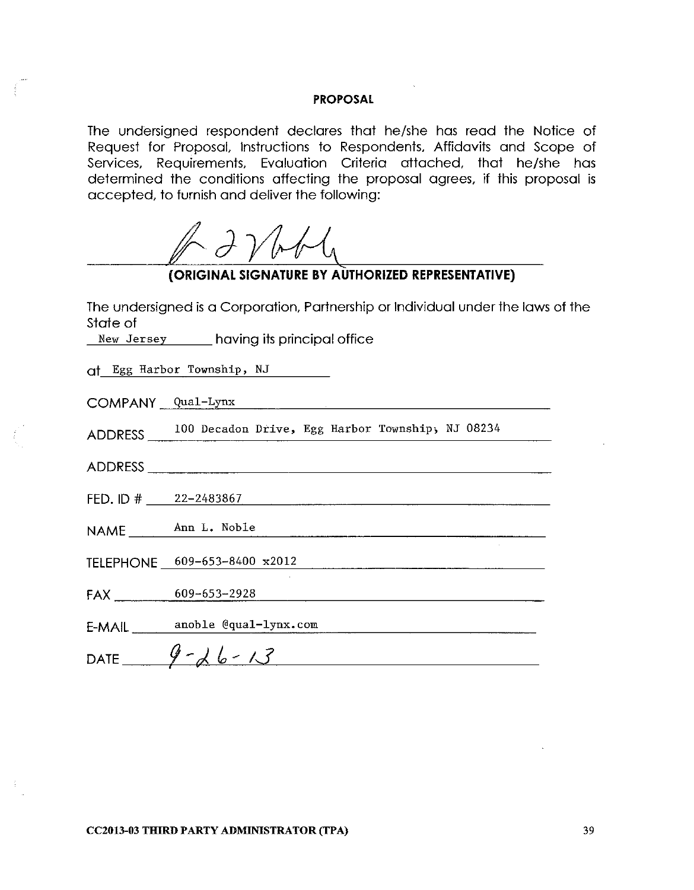# PROPOSAL

The undersigned respondent declares that he/she has read the Notice of Request for Proposal, Instructions to Respondents, Affidavits and Scope of Services, Requirements, Evaluation Criteria attached, that he/she has determined the conditions affecting the proposal agrees, if this proposal is accepted, to furnish and deliver the following:

**(ORIGINAL SIGNATURE BY AUTHORIZED REPRESENTATIVE)**

The undersigned is a Corporation, Partnership or Individual under the laws of the State of

New Jersey having its principal office

at Egg Harbor Township, NJ

COMPANY Qual-Lynx

ADDRESS 100 Decadon Drive, Egg Harbor Township, NJ 08234

ADDRESS

FED. ID # 22-2483867

NAME Ann L. Noble

TELEPHONE 609-653-8400 x2012

FAX 609-653-2928

E-MAIL anoble @qual-lynx.com

DATE 9-26-13

CC2013-03 THIRD PARTY ADMINISTRATOR (TPA)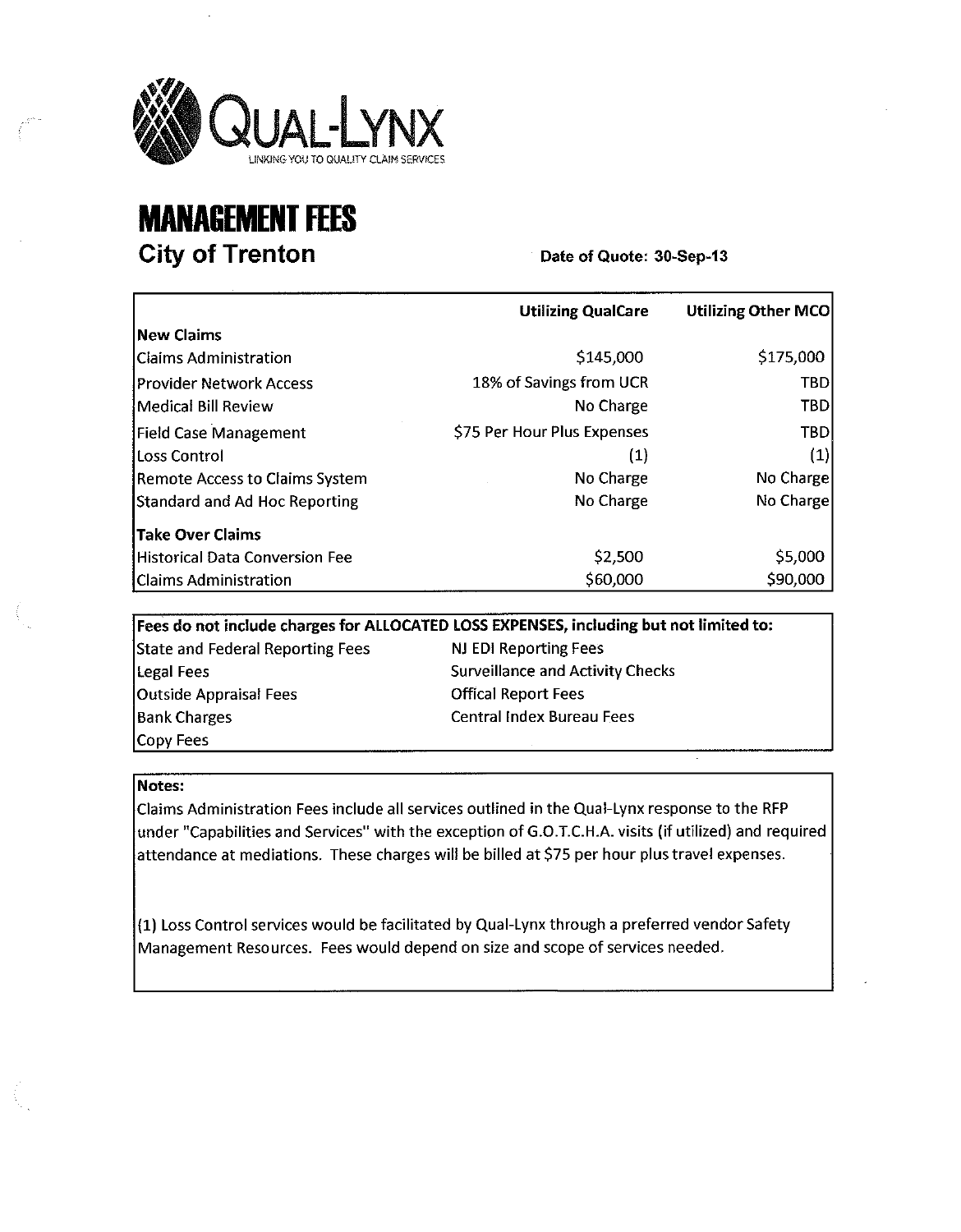QUAL-LYNX

LINKING YOU TO QUALITY CLAIM SERVICES

# MANAGEMENT FEES

## City of Trenton

**Date of Quote: 30-Sep-13**

| | Utilizing QualCare | Utilizing Other MCO |
|---|---|---|
| **New Claims** | | |
| Claims Administration | $145,000 | $175,000 |
| Provider Network Access | 18% of Savings from UCR | TBD |
| Medical Bill Review | No Charge | TBD |
| Field Case Management | $75 Per Hour Plus Expenses | TBD |
| Loss Control | (1) | (1) |
| Remote Access to Claims System | No Charge | No Charge |
| Standard and Ad Hoc Reporting | No Charge | No Charge |
| **Take Over Claims** | | |
| Historical Data Conversion Fee | $2,500 | $5,000 |
| Claims Administration | $60,000 | $90,000 |

**Fees do not include charges for ALLOCATED LOSS EXPENSES, including but not limited to:**

| | |
|---|---|
| State and Federal Reporting Fees | NJ EDI Reporting Fees |
| Legal Fees | Surveillance and Activity Checks |
| Outside Appraisal Fees | Offical Report Fees |
| Bank Charges | Central Index Bureau Fees |
| Copy Fees | |

**Notes:**

Claims Administration Fees include all services outlined in the Qual-Lynx response to the RFP under "Capabilities and Services" with the exception of G.O.T.C.H.A. visits (if utilized) and required attendance at mediations. These charges will be billed at $75 per hour plus travel expenses.

(1) Loss Control services would be facilitated by Qual-Lynx through a preferred vendor Safety Management Resources. Fees would depend on size and scope of services needed.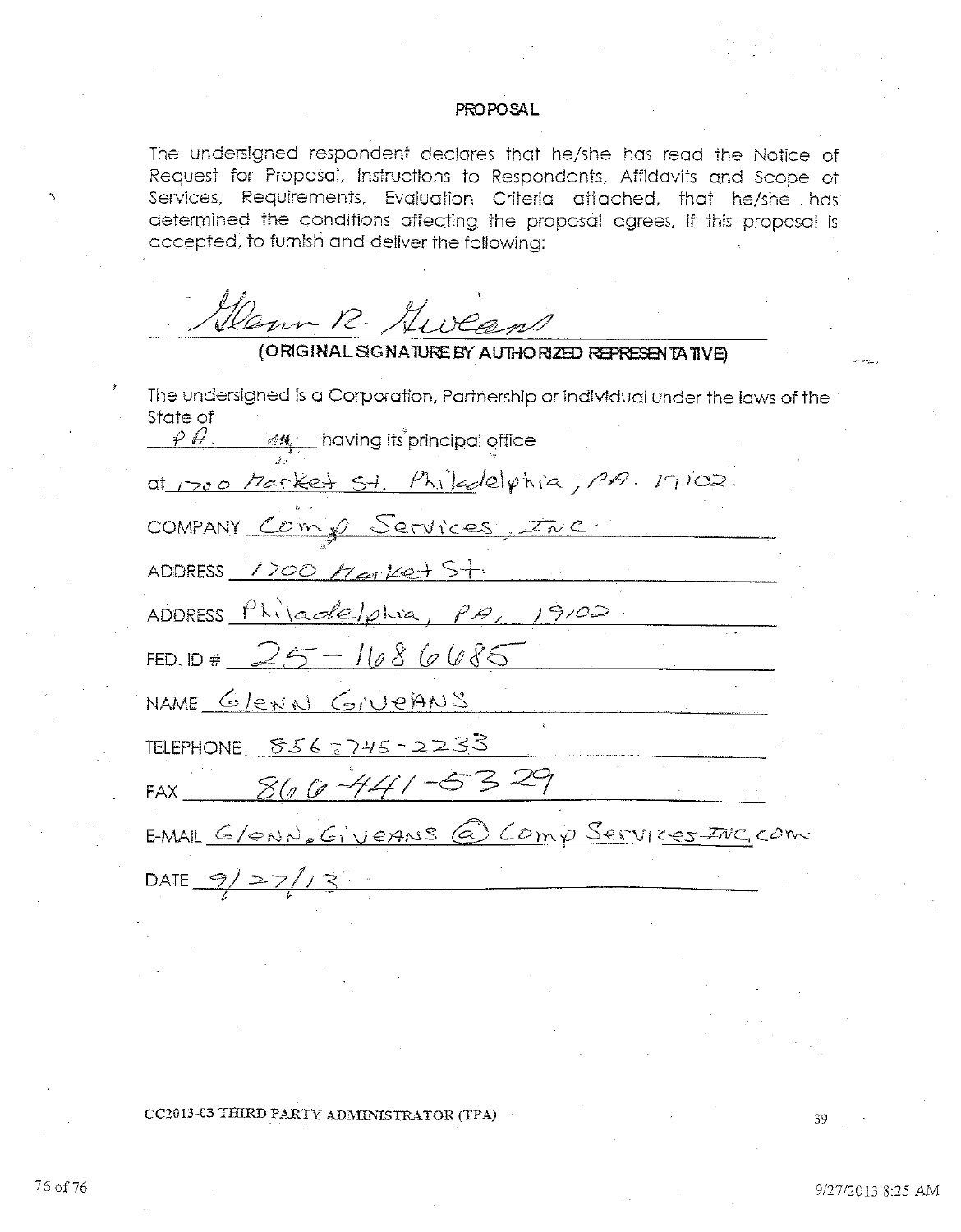# PROPOSAL

The undersigned respondent declares that he/she has read the Notice of Request for Proposal, Instructions to Respondents, Affidavits and Scope of Services, Requirements, Evaluation Criteria attached, that he/she has determined the conditions affecting the proposal agrees, if this proposal is accepted, to furnish and deliver the following:

Glenn R. Giveans

(ORIGINAL SIGNATURE BY AUTHORIZED REPRESENTATIVE)

The undersigned is a Corporation, Partnership or individual under the laws of the State of

PA. having its principal office

at 1700 Market St. Philadelphia, PA. 19102.

COMPANY Comp Services, Inc.

ADDRESS 1700 Market St.

ADDRESS Philadelphia, PA, 19102.

FED. ID # 25-1686685

NAME Glenn Giveans

TELEPHONE 856-745-2233

FAX 860-441-5329

E-MAIL Glenn.Giveans@CompServicesInc.com

DATE 9/27/13

CC2013-03 THIRD PARTY ADMINISTRATOR (TPA)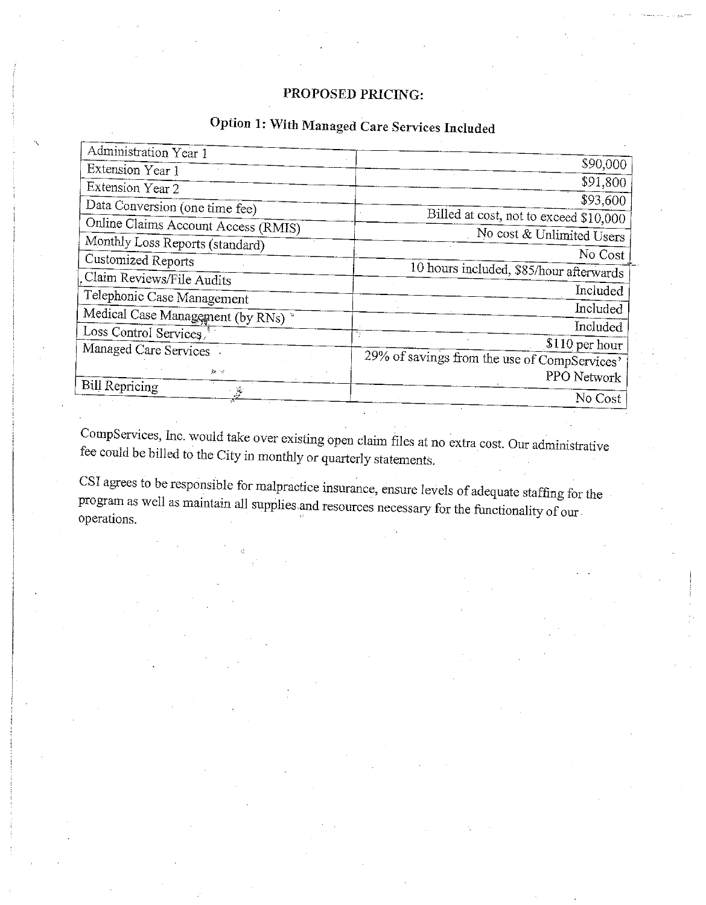## PROPOSED PRICING:

### Option 1: With Managed Care Services Included

| Administration Year 1 | $90,000 |
|---|---|
| Extension Year 1 | $91,800 |
| Extension Year 2 | $93,600 |
| Data Conversion (one time fee) | Billed at cost, not to exceed $10,000 |
| Online Claims Account Access (RMIS) | No cost & Unlimited Users |
| Monthly Loss Reports (standard) | No Cost |
| Customized Reports | 10 hours included, $85/hour afterwards |
| Claim Reviews/File Audits | Included |
| Telephonic Case Management | Included |
| Medical Case Management (by RNs) | Included |
| Loss Control Services | $110 per hour |
| Managed Care Services | 29% of savings from the use of CompServices' PPO Network |
| Bill Repricing | No Cost |

CompServices, Inc. would take over existing open claim files at no extra cost. Our administrative fee could be billed to the City in monthly or quarterly statements.

CSI agrees to be responsible for malpractice insurance, ensure levels of adequate staffing for the program as well as maintain all supplies and resources necessary for the functionality of our operations.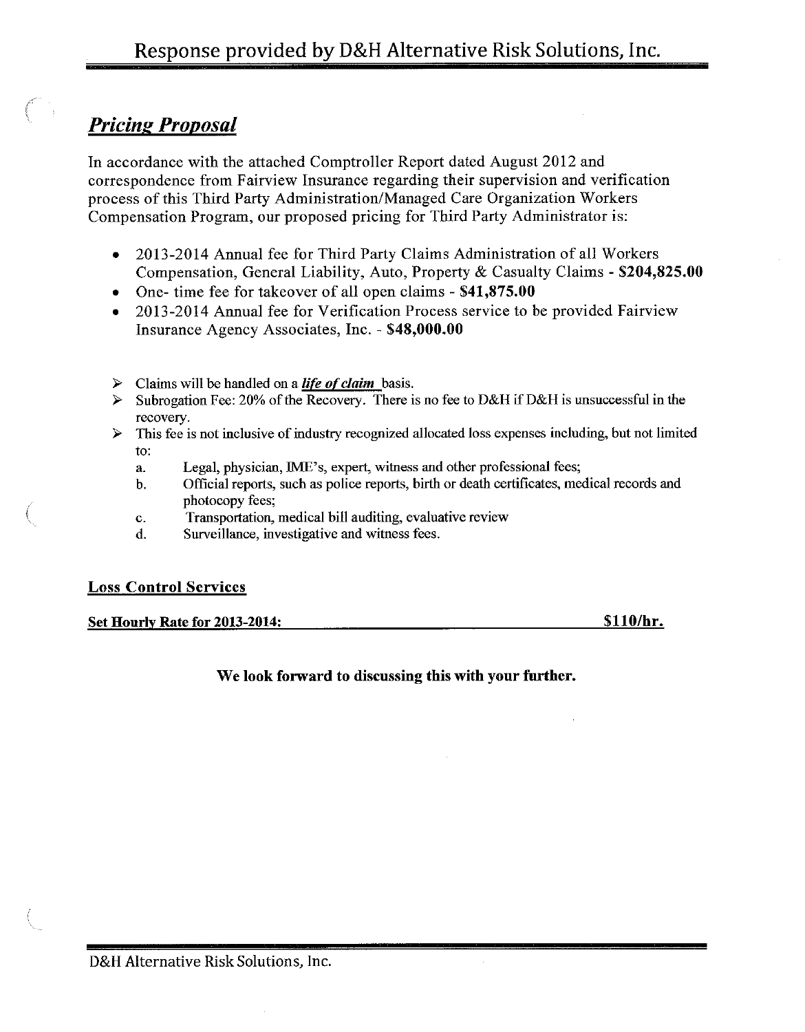## ***Pricing Proposal***

In accordance with the attached Comptroller Report dated August 2012 and correspondence from Fairview Insurance regarding their supervision and verification process of this Third Party Administration/Managed Care Organization Workers Compensation Program, our proposed pricing for Third Party Administrator is:

- 2013-2014 Annual fee for Third Party Claims Administration of all Workers Compensation, General Liability, Auto, Property & Casualty Claims - **$204,825.00**
- One- time fee for takeover of all open claims - **$41,875.00**
- 2013-2014 Annual fee for Verification Process service to be provided Fairview Insurance Agency Associates, Inc. - **$48,000.00**

- Claims will be handled on a ***life of claim*** basis.
- Subrogation Fee: 20% of the Recovery. There is no fee to D&H if D&H is unsuccessful in the recovery.
- This fee is not inclusive of industry recognized allocated loss expenses including, but not limited to:
  - a. Legal, physician, IME's, expert, witness and other professional fees;
  - b. Official reports, such as police reports, birth or death certificates, medical records and photocopy fees;
  - c. Transportation, medical bill auditing, evaluative review
  - d. Surveillance, investigative and witness fees.

**Loss Control Services**

**Set Hourly Rate for 2013-2014: $110/hr.**

**We look forward to discussing this with your further.**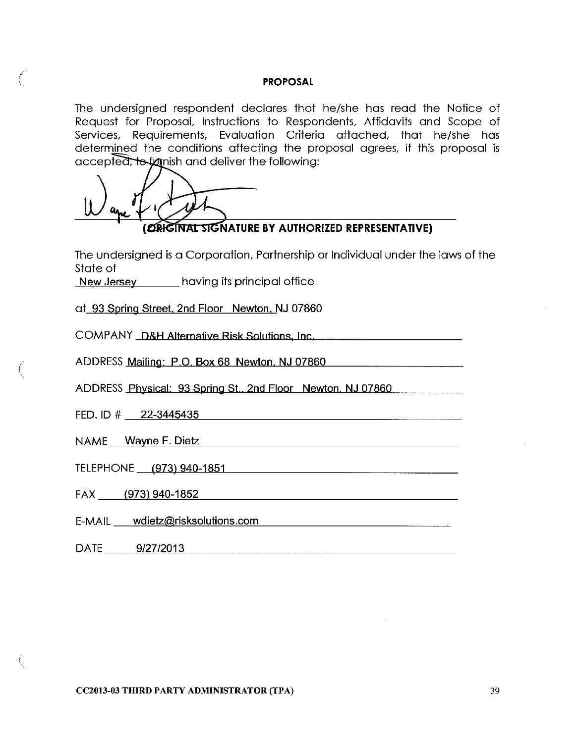**PROPOSAL**

The undersigned respondent declares that he/she has read the Notice of Request for Proposal, Instructions to Respondents, Affidavits and Scope of Services, Requirements, Evaluation Criteria attached, that he/she has determined the conditions affecting the proposal agrees, if this proposal is accepted, to furnish and deliver the following:

**(ORIGINAL SIGNATURE BY AUTHORIZED REPRESENTATIVE)**

The undersigned is a Corporation, Partnership or Individual under the laws of the State of

New Jersey having its principal office

at 93 Spring Street, 2nd Floor Newton, NJ 07860

COMPANY D&H Alternative Risk Solutions, Inc.

ADDRESS Mailing: P.O. Box 68 Newton, NJ 07860

ADDRESS Physical: 93 Spring St., 2nd Floor Newton, NJ 07860

FED. ID # 22-3445435

NAME Wayne F. Dietz

TELEPHONE (973) 940-1851

FAX (973) 940-1852

E-MAIL wdietz@risksolutions.com

DATE 9/27/2013

CC2013-03 THIRD PARTY ADMINISTRATOR (TPA)